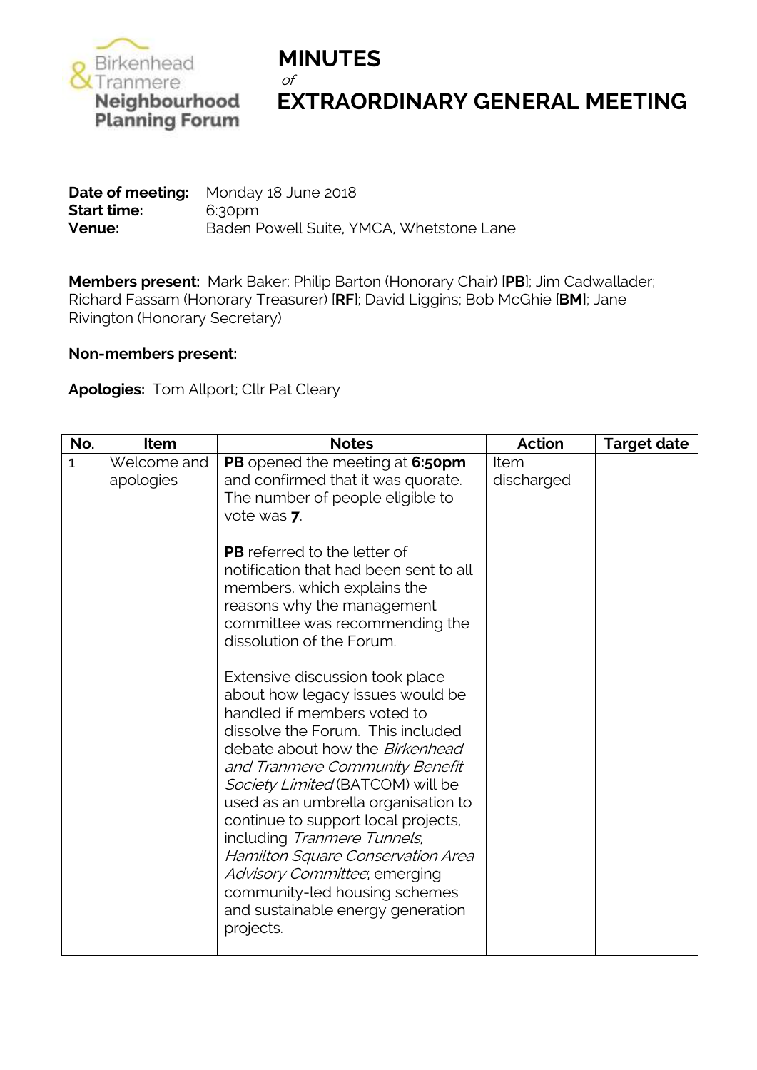Birkenhead & Tranmere **Neighbourhood Planning Forum**

# MINUTES

*of*

# EXTRAORDINARY GENERAL MEETING

**Date of meeting:** Monday 18 June 2018
**Start time:** 6:30pm
**Venue:** Baden Powell Suite, YMCA, Whetstone Lane

**Members present:** Mark Baker; Philip Barton (Honorary Chair) [**PB**]; Jim Cadwallader; Richard Fassam (Honorary Treasurer) [**RF**]; David Liggins; Bob McGhie [**BM**]; Jane Rivington (Honorary Secretary)

**Non-members present:**

**Apologies:** Tom Allport; Cllr Pat Cleary

| No. | Item | Notes | Action | Target date |
|---|---|---|---|---|
| 1 | Welcome and apologies | **PB** opened the meeting at **6:50pm** and confirmed that it was quorate. The number of people eligible to vote was **7**.<br><br>**PB** referred to the letter of notification that had been sent to all members, which explains the reasons why the management committee was recommending the dissolution of the Forum.<br><br>Extensive discussion took place about how legacy issues would be handled if members voted to dissolve the Forum. This included debate about how the *Birkenhead and Tranmere Community Benefit Society Limited* (BATCOM) will be used as an umbrella organisation to continue to support local projects, including *Tranmere Tunnels*, *Hamilton Square Conservation Area Advisory Committee*; emerging community-led housing schemes and sustainable energy generation projects. | Item discharged | |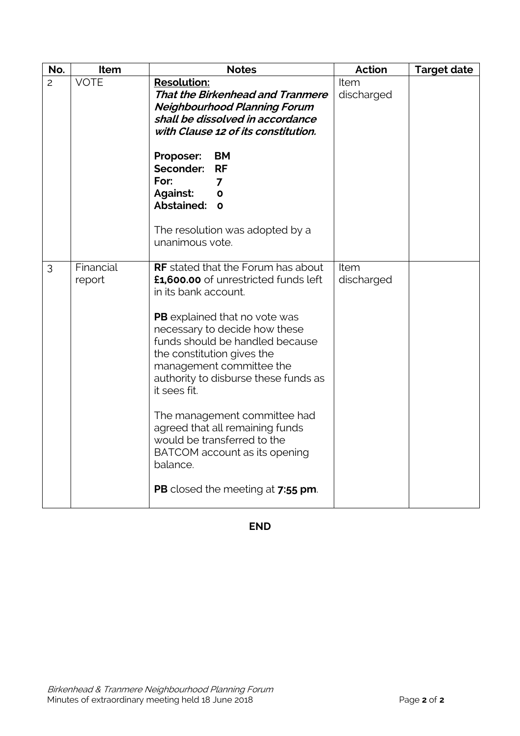| No. | Item | Notes | Action | Target date |
|---|---|---|---|---|
| 2 | VOTE | **Resolution:** ***That the Birkenhead and Tranmere Neighbourhood Planning Forum shall be dissolved in accordance with Clause 12 of its constitution.*** <br><br> **Proposer: BM** <br> **Seconder: RF** <br> **For: 7** <br> **Against: 0** <br> **Abstained: 0** <br><br> The resolution was adopted by a unanimous vote. | Item discharged | |
| 3 | Financial report | **RF** stated that the Forum has about **£1,600.00** of unrestricted funds left in its bank account. <br><br> **PB** explained that no vote was necessary to decide how these funds should be handled because the constitution gives the management committee the authority to disburse these funds as it sees fit. <br><br> The management committee had agreed that all remaining funds would be transferred to the BATCOM account as its opening balance. <br><br> **PB** closed the meeting at **7:55 pm**. | Item discharged | |

**END**